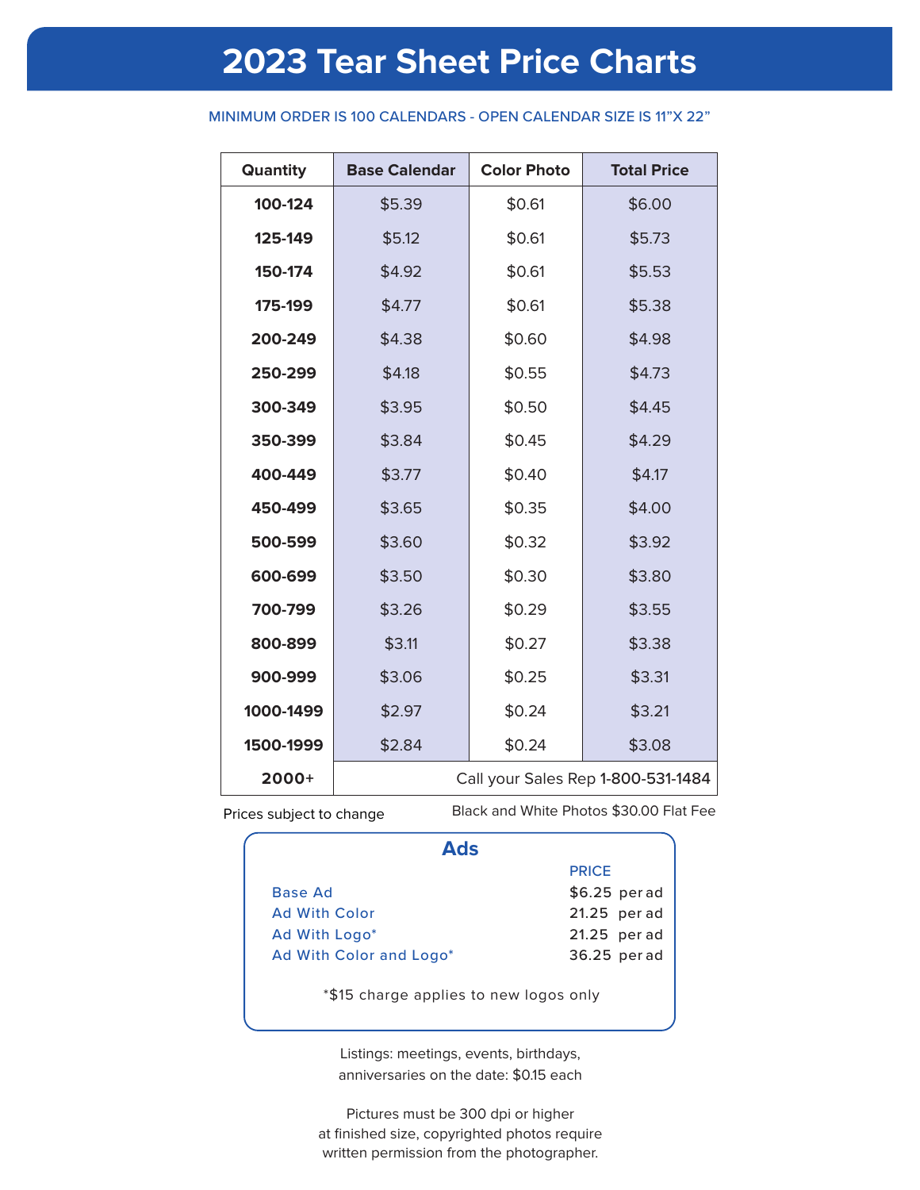# 2023 Tear Sheet Price Charts

MINIMUM ORDER IS 100 CALENDARS - OPEN CALENDAR SIZE IS 11"X 22"

| Quantity | Base Calendar | Color Photo | Total Price |
|---|---|---|---|
| **100-124** | $5.39 | $0.61 | $6.00 |
| **125-149** | $5.12 | $0.61 | $5.73 |
| **150-174** | $4.92 | $0.61 | $5.53 |
| **175-199** | $4.77 | $0.61 | $5.38 |
| **200-249** | $4.38 | $0.60 | $4.98 |
| **250-299** | $4.18 | $0.55 | $4.73 |
| **300-349** | $3.95 | $0.50 | $4.45 |
| **350-399** | $3.84 | $0.45 | $4.29 |
| **400-449** | $3.77 | $0.40 | $4.17 |
| **450-499** | $3.65 | $0.35 | $4.00 |
| **500-599** | $3.60 | $0.32 | $3.92 |
| **600-699** | $3.50 | $0.30 | $3.80 |
| **700-799** | $3.26 | $0.29 | $3.55 |
| **800-899** | $3.11 | $0.27 | $3.38 |
| **900-999** | $3.06 | $0.25 | $3.31 |
| **1000-1499** | $2.97 | $0.24 | $3.21 |
| **1500-1999** | $2.84 | $0.24 | $3.08 |
| **2000+** | Call your Sales Rep **1-800-531-1484** | | |

Prices subject to change

Black and White Photos $30.00 Flat Fee

## Ads

| | PRICE |
|---|---|
| Base Ad | $6.25 per ad |
| Ad With Color | 21.25 per ad |
| Ad With Logo* | 21.25 per ad |
| Ad With Color and Logo* | 36.25 per ad |

*$15 charge applies to new logos only

Listings: meetings, events, birthdays, anniversaries on the date: $0.15 each

Pictures must be 300 dpi or higher at finished size, copyrighted photos require written permission from the photographer.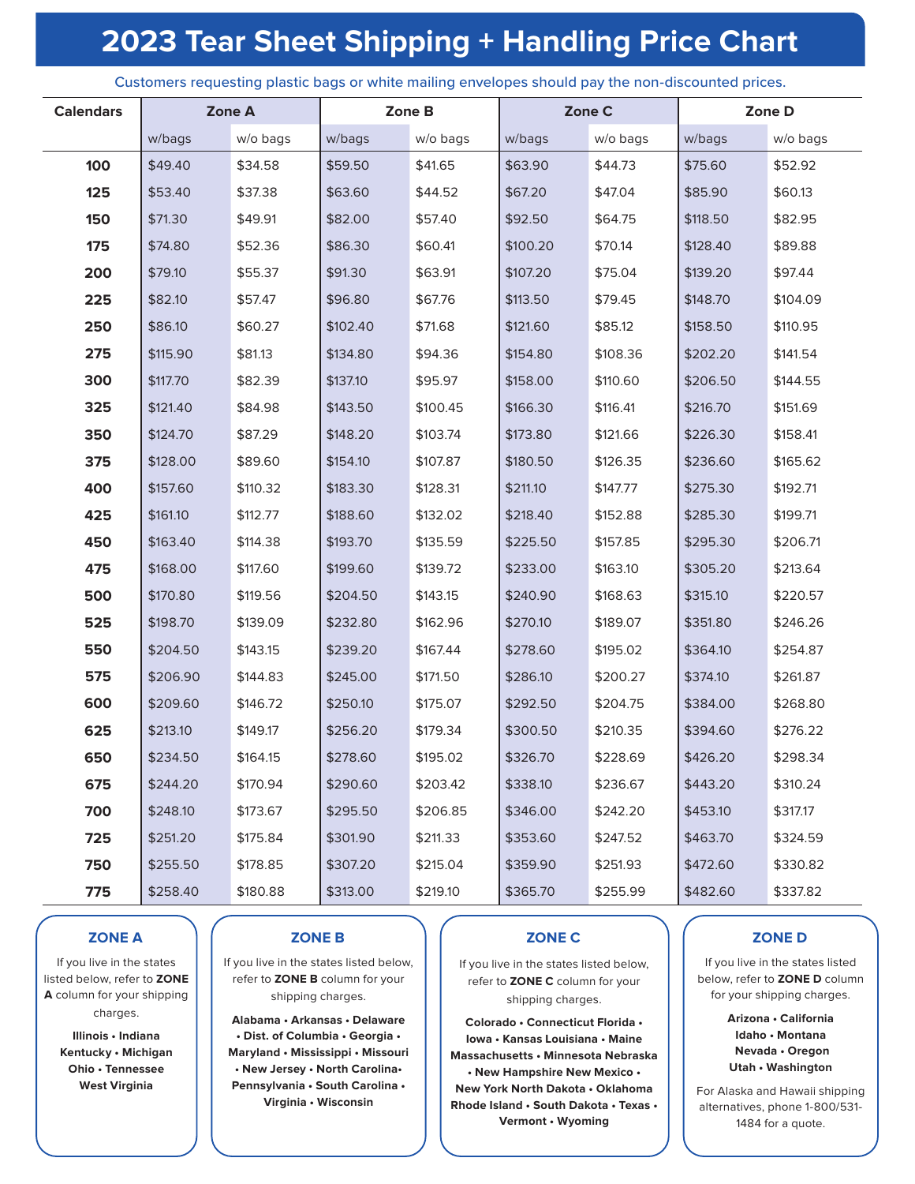# 2023 Tear Sheet Shipping + Handling Price Chart

Customers requesting plastic bags or white mailing envelopes should pay the non-discounted prices.

| Calendars | Zone A | | Zone B | | Zone C | | Zone D | |
|---|---|---|---|---|---|---|---|---|
| | w/bags | w/o bags | w/bags | w/o bags | w/bags | w/o bags | w/bags | w/o bags |
| 100 | $49.40 | $34.58 | $59.50 | $41.65 | $63.90 | $44.73 | $75.60 | $52.92 |
| 125 | $53.40 | $37.38 | $63.60 | $44.52 | $67.20 | $47.04 | $85.90 | $60.13 |
| 150 | $71.30 | $49.91 | $82.00 | $57.40 | $92.50 | $64.75 | $118.50 | $82.95 |
| 175 | $74.80 | $52.36 | $86.30 | $60.41 | $100.20 | $70.14 | $128.40 | $89.88 |
| 200 | $79.10 | $55.37 | $91.30 | $63.91 | $107.20 | $75.04 | $139.20 | $97.44 |
| 225 | $82.10 | $57.47 | $96.80 | $67.76 | $113.50 | $79.45 | $148.70 | $104.09 |
| 250 | $86.10 | $60.27 | $102.40 | $71.68 | $121.60 | $85.12 | $158.50 | $110.95 |
| 275 | $115.90 | $81.13 | $134.80 | $94.36 | $154.80 | $108.36 | $202.20 | $141.54 |
| 300 | $117.70 | $82.39 | $137.10 | $95.97 | $158.00 | $110.60 | $206.50 | $144.55 |
| 325 | $121.40 | $84.98 | $143.50 | $100.45 | $166.30 | $116.41 | $216.70 | $151.69 |
| 350 | $124.70 | $87.29 | $148.20 | $103.74 | $173.80 | $121.66 | $226.30 | $158.41 |
| 375 | $128.00 | $89.60 | $154.10 | $107.87 | $180.50 | $126.35 | $236.60 | $165.62 |
| 400 | $157.60 | $110.32 | $183.30 | $128.31 | $211.10 | $147.77 | $275.30 | $192.71 |
| 425 | $161.10 | $112.77 | $188.60 | $132.02 | $218.40 | $152.88 | $285.30 | $199.71 |
| 450 | $163.40 | $114.38 | $193.70 | $135.59 | $225.50 | $157.85 | $295.30 | $206.71 |
| 475 | $168.00 | $117.60 | $199.60 | $139.72 | $233.00 | $163.10 | $305.20 | $213.64 |
| 500 | $170.80 | $119.56 | $204.50 | $143.15 | $240.90 | $168.63 | $315.10 | $220.57 |
| 525 | $198.70 | $139.09 | $232.80 | $162.96 | $270.10 | $189.07 | $351.80 | $246.26 |
| 550 | $204.50 | $143.15 | $239.20 | $167.44 | $278.60 | $195.02 | $364.10 | $254.87 |
| 575 | $206.90 | $144.83 | $245.00 | $171.50 | $286.10 | $200.27 | $374.10 | $261.87 |
| 600 | $209.60 | $146.72 | $250.10 | $175.07 | $292.50 | $204.75 | $384.00 | $268.80 |
| 625 | $213.10 | $149.17 | $256.20 | $179.34 | $300.50 | $210.35 | $394.60 | $276.22 |
| 650 | $234.50 | $164.15 | $278.60 | $195.02 | $326.70 | $228.69 | $426.20 | $298.34 |
| 675 | $244.20 | $170.94 | $290.60 | $203.42 | $338.10 | $236.67 | $443.20 | $310.24 |
| 700 | $248.10 | $173.67 | $295.50 | $206.85 | $346.00 | $242.20 | $453.10 | $317.17 |
| 725 | $251.20 | $175.84 | $301.90 | $211.33 | $353.60 | $247.52 | $463.70 | $324.59 |
| 750 | $255.50 | $178.85 | $307.20 | $215.04 | $359.90 | $251.93 | $472.60 | $330.82 |
| 775 | $258.40 | $180.88 | $313.00 | $219.10 | $365.70 | $255.99 | $482.60 | $337.82 |

### ZONE A

If you live in the states listed below, refer to **ZONE A** column for your shipping charges.

**Illinois • Indiana Kentucky • Michigan Ohio • Tennessee West Virginia**

### ZONE B

If you live in the states listed below, refer to **ZONE B** column for your shipping charges.

**Alabama • Arkansas • Delaware • Dist. of Columbia • Georgia • Maryland • Mississippi • Missouri • New Jersey • North Carolina• Pennsylvania • South Carolina • Virginia • Wisconsin**

### ZONE C

If you live in the states listed below, refer to **ZONE C** column for your shipping charges.

**Colorado • Connecticut Florida • Iowa • Kansas Louisiana • Maine Massachusetts • Minnesota Nebraska • New Hampshire New Mexico • New York North Dakota • Oklahoma Rhode Island • South Dakota • Texas • Vermont • Wyoming**

### ZONE D

If you live in the states listed below, refer to **ZONE D** column for your shipping charges.

**Arizona • California Idaho • Montana Nevada • Oregon Utah • Washington**

For Alaska and Hawaii shipping alternatives, phone 1-800/531-1484 for a quote.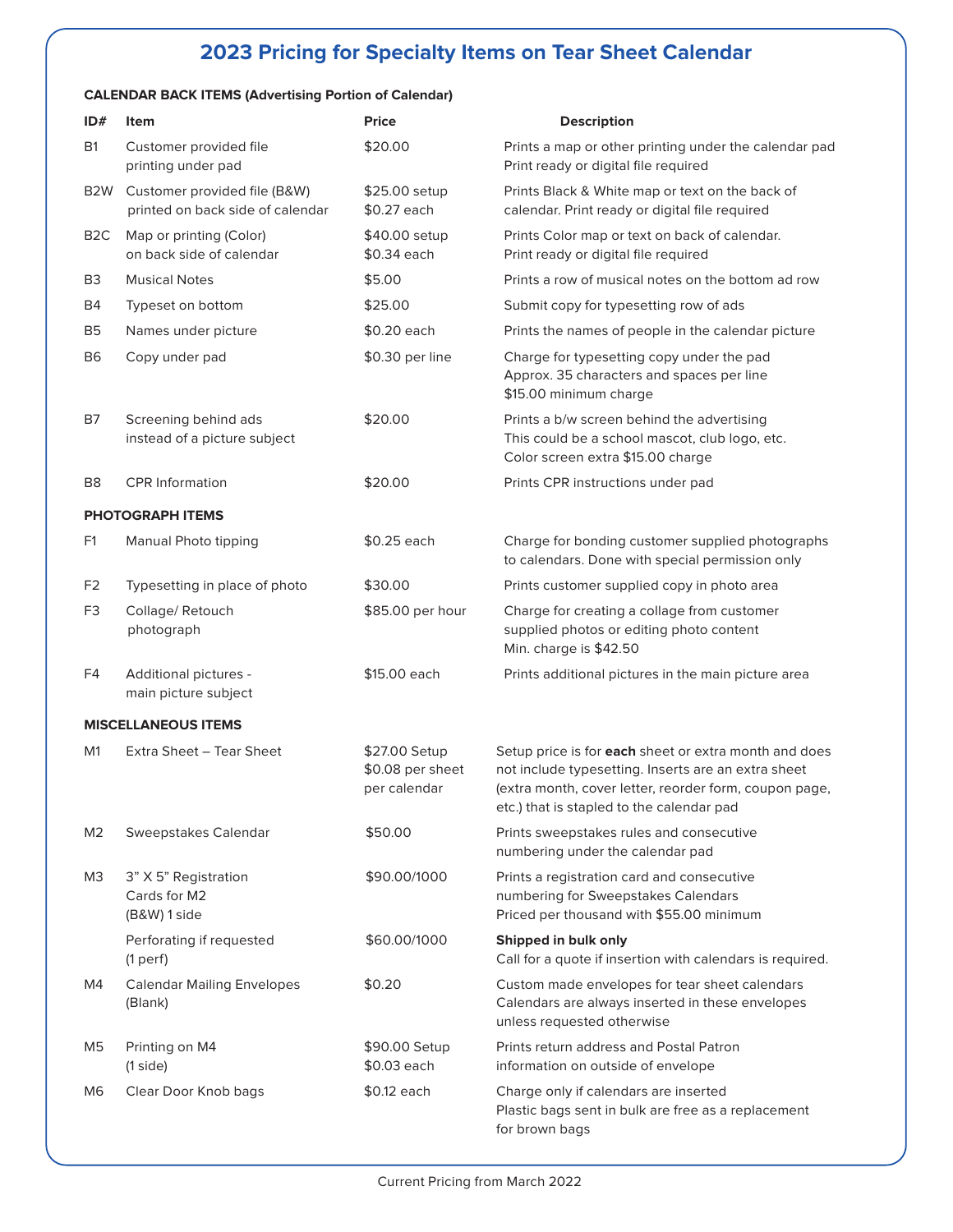# 2023 Pricing for Specialty Items on Tear Sheet Calendar

**CALENDAR BACK ITEMS (Advertising Portion of Calendar)**

| ID# | Item | Price | Description |
|---|---|---|---|
| B1 | Customer provided file printing under pad | $20.00 | Prints a map or other printing under the calendar pad Print ready or digital file required |
| B2W | Customer provided file (B&W) printed on back side of calendar | $25.00 setup $0.27 each | Prints Black & White map or text on the back of calendar. Print ready or digital file required |
| B2C | Map or printing (Color) on back side of calendar | $40.00 setup $0.34 each | Prints Color map or text on back of calendar. Print ready or digital file required |
| B3 | Musical Notes | $5.00 | Prints a row of musical notes on the bottom ad row |
| B4 | Typeset on bottom | $25.00 | Submit copy for typesetting row of ads |
| B5 | Names under picture | $0.20 each | Prints the names of people in the calendar picture |
| B6 | Copy under pad | $0.30 per line | Charge for typesetting copy under the pad Approx. 35 characters and spaces per line $15.00 minimum charge |
| B7 | Screening behind ads instead of a picture subject | $20.00 | Prints a b/w screen behind the advertising This could be a school mascot, club logo, etc. Color screen extra $15.00 charge |
| B8 | CPR Information | $20.00 | Prints CPR instructions under pad |

**PHOTOGRAPH ITEMS**

| ID# | Item | Price | Description |
|---|---|---|---|
| F1 | Manual Photo tipping | $0.25 each | Charge for bonding customer supplied photographs to calendars. Done with special permission only |
| F2 | Typesetting in place of photo | $30.00 | Prints customer supplied copy in photo area |
| F3 | Collage/ Retouch photograph | $85.00 per hour | Charge for creating a collage from customer supplied photos or editing photo content Min. charge is $42.50 |
| F4 | Additional pictures - main picture subject | $15.00 each | Prints additional pictures in the main picture area |

**MISCELLANEOUS ITEMS**

| ID# | Item | Price | Description |
|---|---|---|---|
| M1 | Extra Sheet – Tear Sheet | $27.00 Setup $0.08 per sheet per calendar | Setup price is for **each** sheet or extra month and does not include typesetting. Inserts are an extra sheet (extra month, cover letter, reorder form, coupon page, etc.) that is stapled to the calendar pad |
| M2 | Sweepstakes Calendar | $50.00 | Prints sweepstakes rules and consecutive numbering under the calendar pad |
| M3 | 3" X 5" Registration Cards for M2 (B&W) 1 side | $90.00/1000 | Prints a registration card and consecutive numbering for Sweepstakes Calendars Priced per thousand with $55.00 minimum |
| | Perforating if requested (1 perf) | $60.00/1000 | **Shipped in bulk only** Call for a quote if insertion with calendars is required. |
| M4 | Calendar Mailing Envelopes (Blank) | $0.20 | Custom made envelopes for tear sheet calendars Calendars are always inserted in these envelopes unless requested otherwise |
| M5 | Printing on M4 (1 side) | $90.00 Setup $0.03 each | Prints return address and Postal Patron information on outside of envelope |
| M6 | Clear Door Knob bags | $0.12 each | Charge only if calendars are inserted Plastic bags sent in bulk are free as a replacement for brown bags |

Current Pricing from March 2022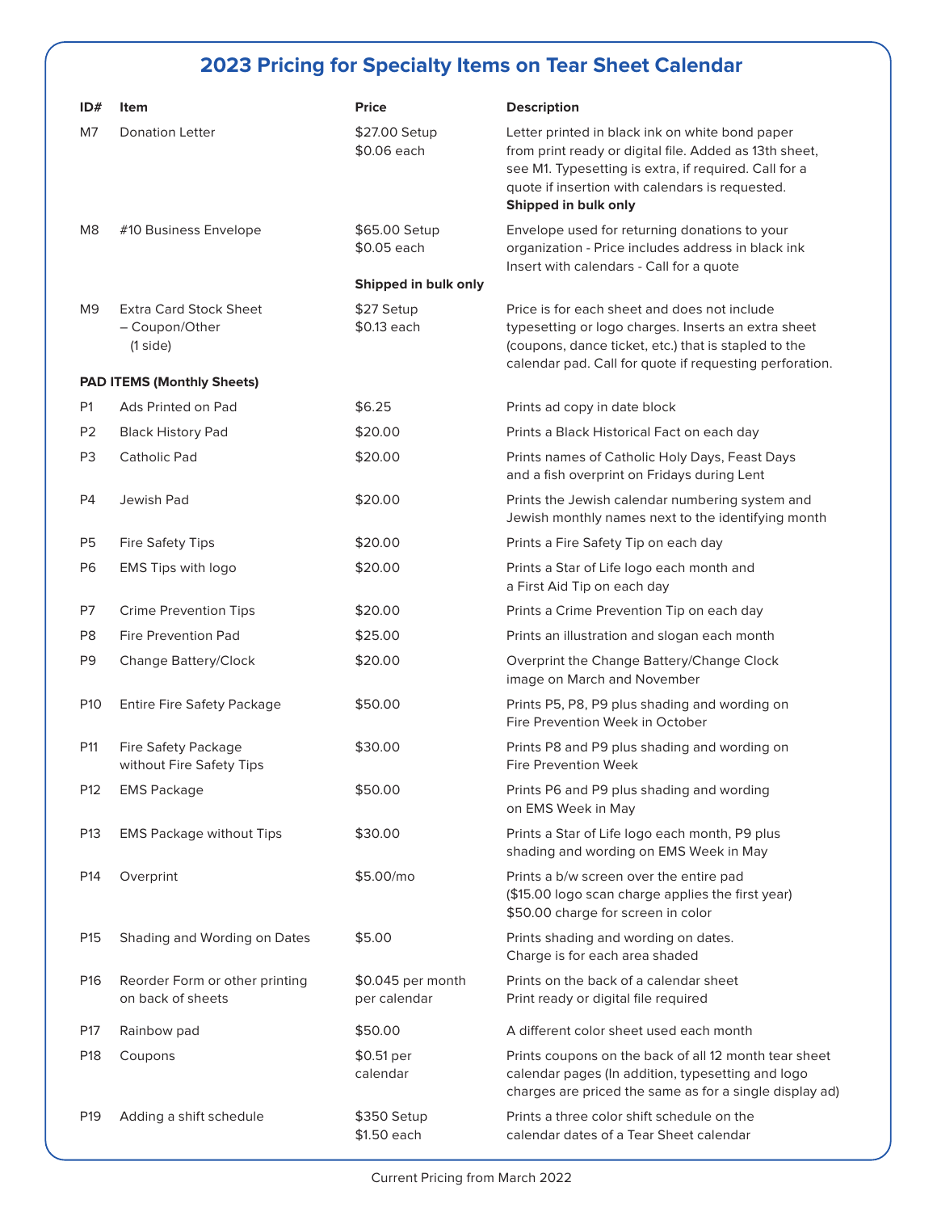## 2023 Pricing for Specialty Items on Tear Sheet Calendar

| ID# | Item | Price | Description |
|---|---|---|---|
| M7 | Donation Letter | $27.00 Setup<br>$0.06 each | Letter printed in black ink on white bond paper from print ready or digital file. Added as 13th sheet, see M1. Typesetting is extra, if required. Call for a quote if insertion with calendars is requested. **Shipped in bulk only** |
| M8 | #10 Business Envelope | $65.00 Setup<br>$0.05 each<br>**Shipped in bulk only** | Envelope used for returning donations to your organization - Price includes address in black ink Insert with calendars - Call for a quote |
| M9 | Extra Card Stock Sheet – Coupon/Other (1 side) | $27 Setup<br>$0.13 each | Price is for each sheet and does not include typesetting or logo charges. Inserts an extra sheet (coupons, dance ticket, etc.) that is stapled to the calendar pad. Call for quote if requesting perforation. |
| **PAD ITEMS (Monthly Sheets)** | | | |
| P1 | Ads Printed on Pad | $6.25 | Prints ad copy in date block |
| P2 | Black History Pad | $20.00 | Prints a Black Historical Fact on each day |
| P3 | Catholic Pad | $20.00 | Prints names of Catholic Holy Days, Feast Days and a fish overprint on Fridays during Lent |
| P4 | Jewish Pad | $20.00 | Prints the Jewish calendar numbering system and Jewish monthly names next to the identifying month |
| P5 | Fire Safety Tips | $20.00 | Prints a Fire Safety Tip on each day |
| P6 | EMS Tips with logo | $20.00 | Prints a Star of Life logo each month and a First Aid Tip on each day |
| P7 | Crime Prevention Tips | $20.00 | Prints a Crime Prevention Tip on each day |
| P8 | Fire Prevention Pad | $25.00 | Prints an illustration and slogan each month |
| P9 | Change Battery/Clock | $20.00 | Overprint the Change Battery/Change Clock image on March and November |
| P10 | Entire Fire Safety Package | $50.00 | Prints P5, P8, P9 plus shading and wording on Fire Prevention Week in October |
| P11 | Fire Safety Package without Fire Safety Tips | $30.00 | Prints P8 and P9 plus shading and wording on Fire Prevention Week |
| P12 | EMS Package | $50.00 | Prints P6 and P9 plus shading and wording on EMS Week in May |
| P13 | EMS Package without Tips | $30.00 | Prints a Star of Life logo each month, P9 plus shading and wording on EMS Week in May |
| P14 | Overprint | $5.00/mo | Prints a b/w screen over the entire pad ($15.00 logo scan charge applies the first year) $50.00 charge for screen in color |
| P15 | Shading and Wording on Dates | $5.00 | Prints shading and wording on dates. Charge is for each area shaded |
| P16 | Reorder Form or other printing on back of sheets | $0.045 per month per calendar | Prints on the back of a calendar sheet Print ready or digital file required |
| P17 | Rainbow pad | $50.00 | A different color sheet used each month |
| P18 | Coupons | $0.51 per calendar | Prints coupons on the back of all 12 month tear sheet calendar pages (In addition, typesetting and logo charges are priced the same as for a single display ad) |
| P19 | Adding a shift schedule | $350 Setup<br>$1.50 each | Prints a three color shift schedule on the calendar dates of a Tear Sheet calendar |

Current Pricing from March 2022